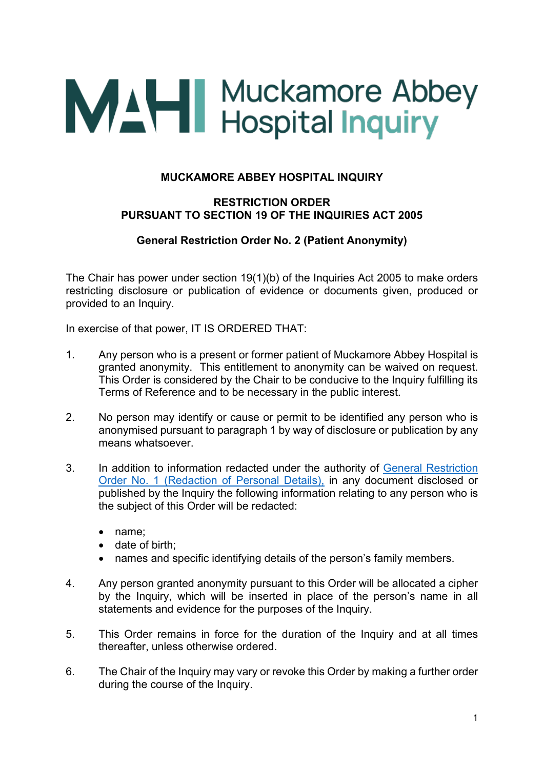# MUCKAMORE ABBEY HOSPITAL INQUIRY

## RESTRICTION ORDER
## PURSUANT TO SECTION 19 OF THE INQUIRIES ACT 2005

### General Restriction Order No. 2 (Patient Anonymity)

The Chair has power under section 19(1)(b) of the Inquiries Act 2005 to make orders restricting disclosure or publication of evidence or documents given, produced or provided to an Inquiry.

In exercise of that power, IT IS ORDERED THAT:

1. Any person who is a present or former patient of Muckamore Abbey Hospital is granted anonymity. This entitlement to anonymity can be waived on request. This Order is considered by the Chair to be conducive to the Inquiry fulfilling its Terms of Reference and to be necessary in the public interest.

2. No person may identify or cause or permit to be identified any person who is anonymised pursuant to paragraph 1 by way of disclosure or publication by any means whatsoever.

3. In addition to information redacted under the authority of General Restriction Order No. 1 (Redaction of Personal Details), in any document disclosed or published by the Inquiry the following information relating to any person who is the subject of this Order will be redacted:

    - name;
    - date of birth;
    - names and specific identifying details of the person's family members.

4. Any person granted anonymity pursuant to this Order will be allocated a cipher by the Inquiry, which will be inserted in place of the person's name in all statements and evidence for the purposes of the Inquiry.

5. This Order remains in force for the duration of the Inquiry and at all times thereafter, unless otherwise ordered.

6. The Chair of the Inquiry may vary or revoke this Order by making a further order during the course of the Inquiry.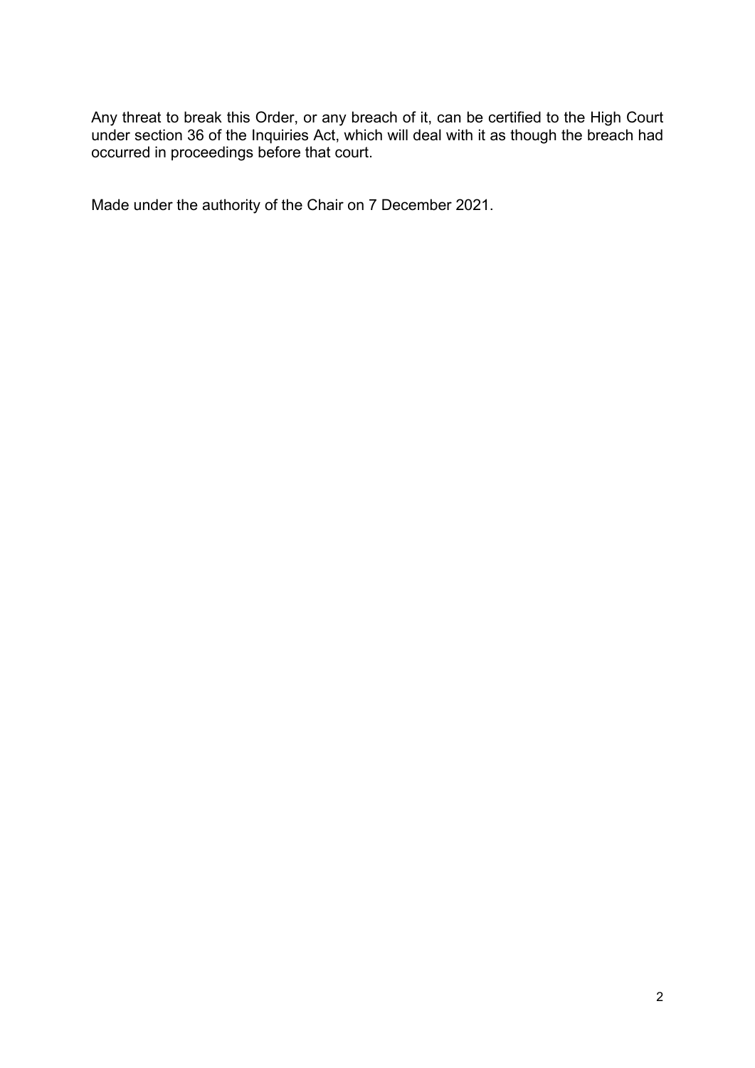Any threat to break this Order, or any breach of it, can be certified to the High Court under section 36 of the Inquiries Act, which will deal with it as though the breach had occurred in proceedings before that court.

Made under the authority of the Chair on 7 December 2021.